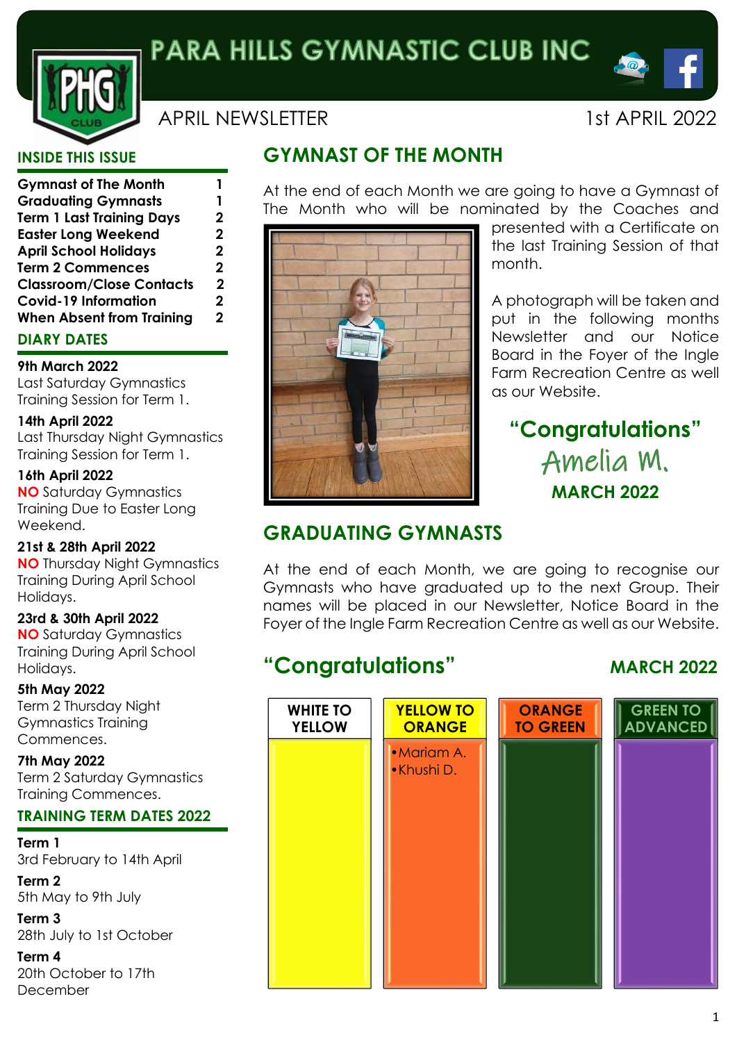# PARA HILLS GYMNASTIC CLUB INC

APRIL NEWSLETTER

1st APRIL 2022

## INSIDE THIS ISSUE

| | |
|---|---|
| **Gymnast of The Month** | **1** |
| **Graduating Gymnasts** | **1** |
| **Term 1 Last Training Days** | **2** |
| **Easter Long Weekend** | **2** |
| **April School Holidays** | **2** |
| **Term 2 Commences** | **2** |
| **Classroom/Close Contacts** | **2** |
| **Covid-19 Information** | **2** |
| **When Absent from Training** | **2** |

## DIARY DATES

**9th March 2022**
Last Saturday Gymnastics Training Session for Term 1.

**14th April 2022**
Last Thursday Night Gymnastics Training Session for Term 1.

**16th April 2022**
**NO** Saturday Gymnastics Training Due to Easter Long Weekend.

**21st & 28th April 2022**
**NO** Thursday Night Gymnastics Training During April School Holidays.

**23rd & 30th April 2022**
**NO** Saturday Gymnastics Training During April School Holidays.

**5th May 2022**
Term 2 Thursday Night Gymnastics Training Commences.

**7th May 2022**
Term 2 Saturday Gymnastics Training Commences.

## TRAINING TERM DATES 2022

**Term 1**
3rd February to 14th April

**Term 2**
5th May to 9th July

**Term 3**
28th July to 1st October

**Term 4**
20th October to 17th December

## GYMNAST OF THE MONTH

At the end of each Month we are going to have a Gymnast of The Month who will be nominated by the Coaches and presented with a Certificate on the last Training Session of that month.

A photograph will be taken and put in the following months Newsletter and our Notice Board in the Foyer of the Ingle Farm Recreation Centre as well as our Website.

**"Congratulations"**

*Amelia M.*

**MARCH 2022**

## GRADUATING GYMNASTS

At the end of each Month, we are going to recognise our Gymnasts who have graduated up to the next Group. Their names will be placed in our Newsletter, Notice Board in the Foyer of the Ingle Farm Recreation Centre as well as our Website.

**"Congratulations"** **MARCH 2022**

| WHITE TO YELLOW | YELLOW TO ORANGE | ORANGE TO GREEN | GREEN TO ADVANCED |
|---|---|---|---|
| | • Mariam A.<br>• Khushi D. | | |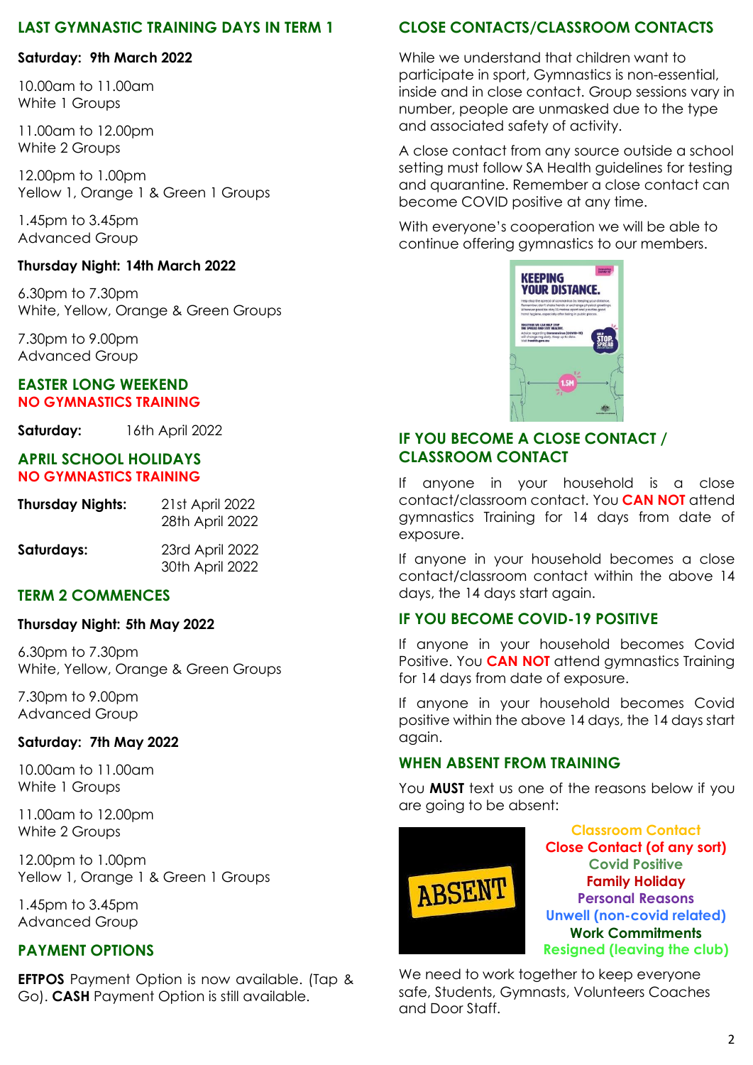## LAST GYMNASTIC TRAINING DAYS IN TERM 1

**Saturday: 9th March 2022**

10.00am to 11.00am
White 1 Groups

11.00am to 12.00pm
White 2 Groups

12.00pm to 1.00pm
Yellow 1, Orange 1 & Green 1 Groups

1.45pm to 3.45pm
Advanced Group

**Thursday Night: 14th March 2022**

6.30pm to 7.30pm
White, Yellow, Orange & Green Groups

7.30pm to 9.00pm
Advanced Group

## EASTER LONG WEEKEND
## NO GYMNASTICS TRAINING

**Saturday:** 16th April 2022

## APRIL SCHOOL HOLIDAYS
## NO GYMNASTICS TRAINING

**Thursday Nights:** 21st April 2022, 28th April 2022

**Saturdays:** 23rd April 2022, 30th April 2022

## TERM 2 COMMENCES

**Thursday Night: 5th May 2022**

6.30pm to 7.30pm
White, Yellow, Orange & Green Groups

7.30pm to 9.00pm
Advanced Group

**Saturday: 7th May 2022**

10.00am to 11.00am
White 1 Groups

11.00am to 12.00pm
White 2 Groups

12.00pm to 1.00pm
Yellow 1, Orange 1 & Green 1 Groups

1.45pm to 3.45pm
Advanced Group

## PAYMENT OPTIONS

**EFTPOS** Payment Option is now available. (Tap & Go). **CASH** Payment Option is still available.

## CLOSE CONTACTS/CLASSROOM CONTACTS

While we understand that children want to participate in sport, Gymnastics is non-essential, inside and in close contact. Group sessions vary in number, people are unmasked due to the type and associated safety of activity.

A close contact from any source outside a school setting must follow SA Health guidelines for testing and quarantine. Remember a close contact can become COVID positive at any time.

With everyone's cooperation we will be able to continue offering gymnastics to our members.

## IF YOU BECOME A CLOSE CONTACT / CLASSROOM CONTACT

If anyone in your household is a close contact/classroom contact. You **CAN NOT** attend gymnastics Training for 14 days from date of exposure.

If anyone in your household becomes a close contact/classroom contact within the above 14 days, the 14 days start again.

## IF YOU BECOME COVID-19 POSITIVE

If anyone in your household becomes Covid Positive. You **CAN NOT** attend gymnastics Training for 14 days from date of exposure.

If anyone in your household becomes Covid positive within the above 14 days, the 14 days start again.

## WHEN ABSENT FROM TRAINING

You **MUST** text us one of the reasons below if you are going to be absent:

- Classroom Contact
- Close Contact (of any sort)
- Covid Positive
- Family Holiday
- Personal Reasons
- Unwell (non-covid related)
- Work Commitments
- Resigned (leaving the club)

We need to work together to keep everyone safe, Students, Gymnasts, Volunteers Coaches and Door Staff.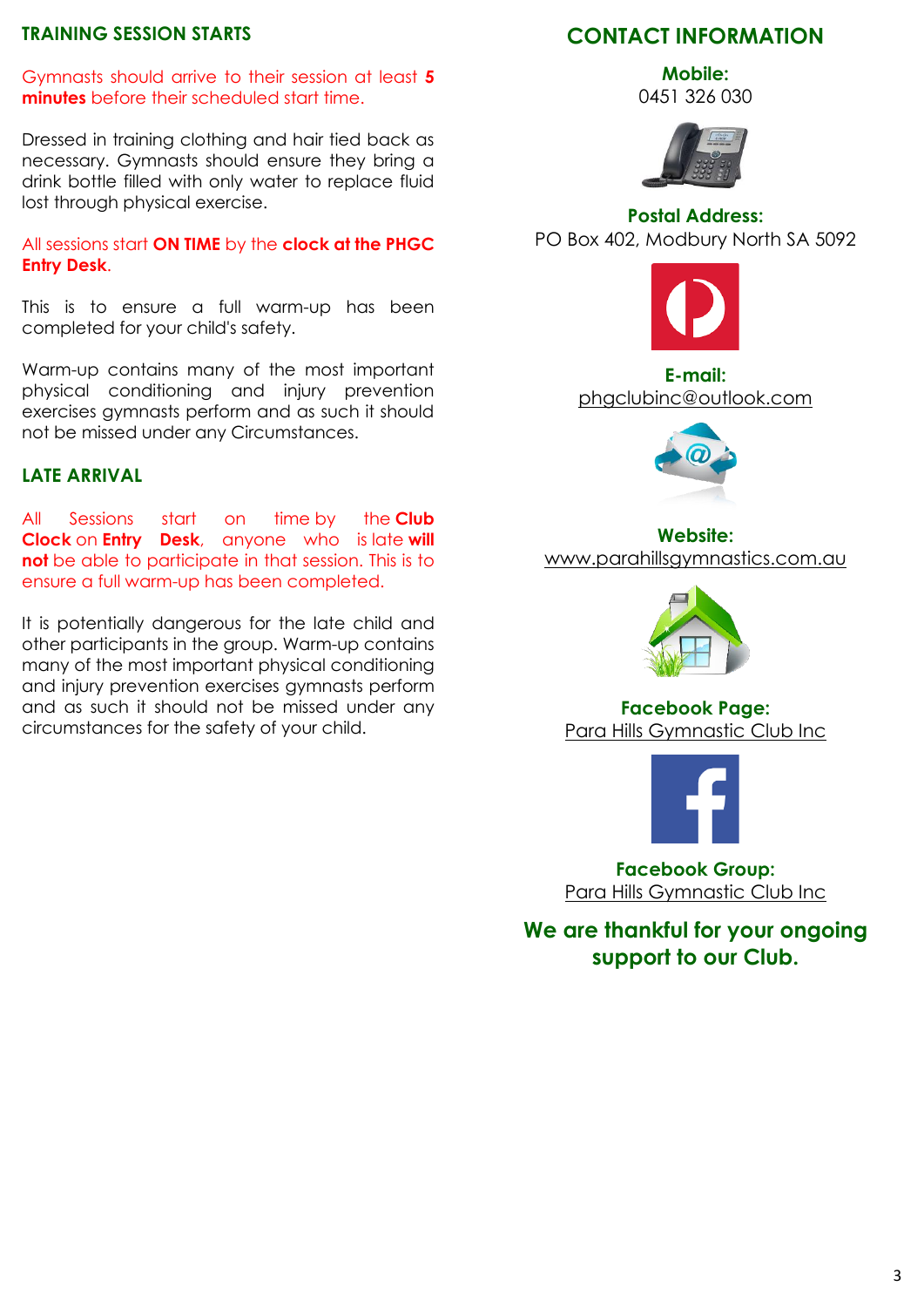## TRAINING SESSION STARTS

Gymnasts should arrive to their session at least **5 minutes** before their scheduled start time.

Dressed in training clothing and hair tied back as necessary. Gymnasts should ensure they bring a drink bottle filled with only water to replace fluid lost through physical exercise.

All sessions start **ON TIME** by the **clock at the PHGC Entry Desk**.

This is to ensure a full warm-up has been completed for your child's safety.

Warm-up contains many of the most important physical conditioning and injury prevention exercises gymnasts perform and as such it should not be missed under any Circumstances.

## LATE ARRIVAL

All Sessions start on time by the **Club Clock** on **Entry Desk**, anyone who is late **will not** be able to participate in that session. This is to ensure a full warm-up has been completed.

It is potentially dangerous for the late child and other participants in the group. Warm-up contains many of the most important physical conditioning and injury prevention exercises gymnasts perform and as such it should not be missed under any circumstances for the safety of your child.

## CONTACT INFORMATION

**Mobile:**
0451 326 030

**Postal Address:**
PO Box 402, Modbury North SA 5092

**E-mail:**
phgclubinc@outlook.com

**Website:**
www.parahillsgymnastics.com.au

**Facebook Page:**
Para Hills Gymnastic Club Inc

**Facebook Group:**
Para Hills Gymnastic Club Inc

**We are thankful for your ongoing support to our Club.**